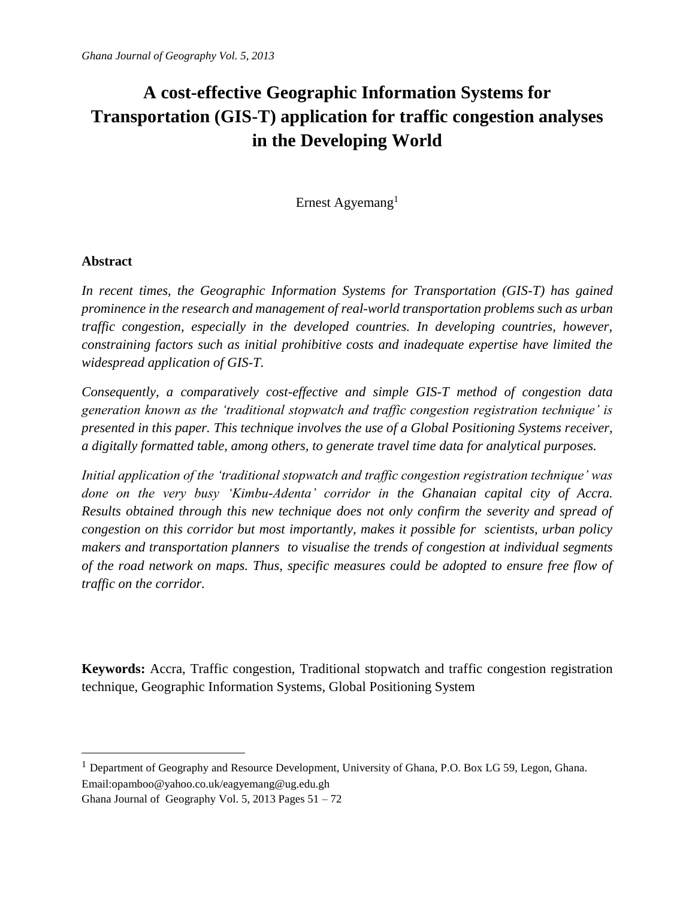# A cost-effective Geographic Information Systems for Transportation (GIS-T) application for traffic congestion analyses in the Developing World

Ernest Agyemang[1]

## Abstract

*In recent times, the Geographic Information Systems for Transportation (GIS-T) has gained prominence in the research and management of real-world transportation problems such as urban traffic congestion, especially in the developed countries. In developing countries, however, constraining factors such as initial prohibitive costs and inadequate expertise have limited the widespread application of GIS-T.*

*Consequently, a comparatively cost-effective and simple GIS-T method of congestion data generation known as the 'traditional stopwatch and traffic congestion registration technique' is presented in this paper. This technique involves the use of a Global Positioning Systems receiver, a digitally formatted table, among others, to generate travel time data for analytical purposes.*

*Initial application of the 'traditional stopwatch and traffic congestion registration technique' was done on the very busy 'Kimbu-Adenta' corridor in the Ghanaian capital city of Accra. Results obtained through this new technique does not only confirm the severity and spread of congestion on this corridor but most importantly, makes it possible for scientists, urban policy makers and transportation planners to visualise the trends of congestion at individual segments of the road network on maps. Thus, specific measures could be adopted to ensure free flow of traffic on the corridor.*

**Keywords:** Accra, Traffic congestion, Traditional stopwatch and traffic congestion registration technique, Geographic Information Systems, Global Positioning System

---

[1] Department of Geography and Resource Development, University of Ghana, P.O. Box LG 59, Legon, Ghana. Email:opamboo@yahoo.co.uk/eagyemang@ug.edu.gh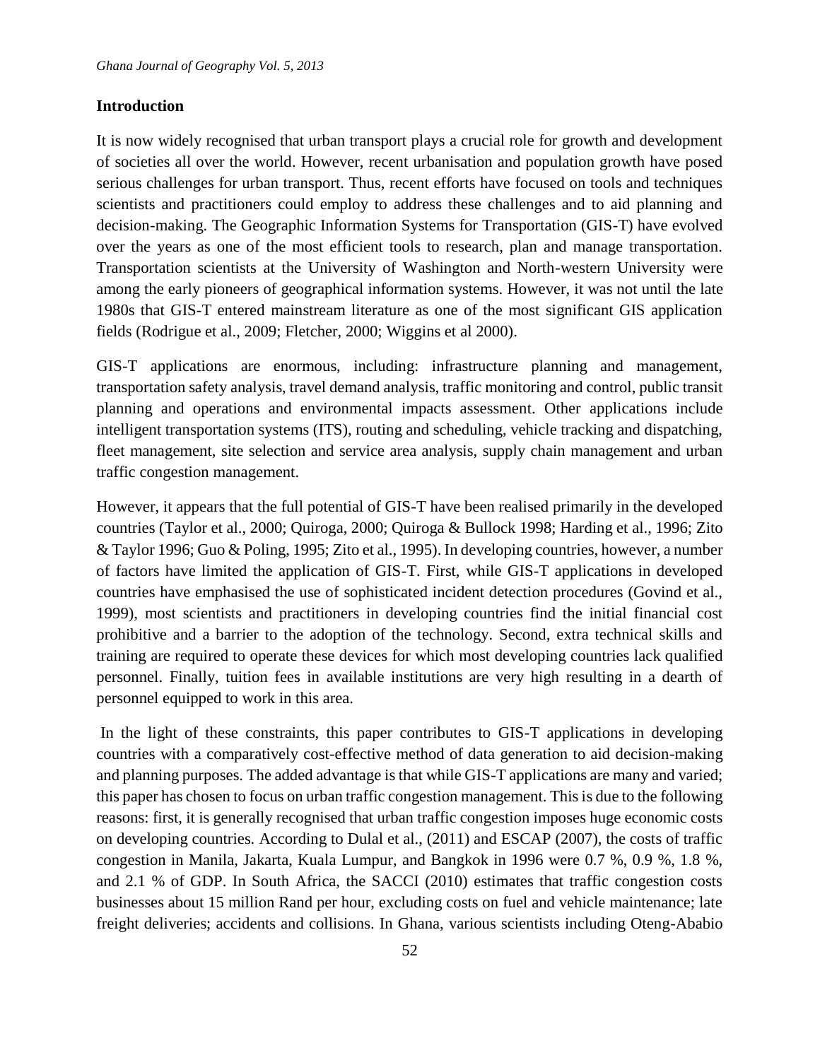## Introduction

It is now widely recognised that urban transport plays a crucial role for growth and development of societies all over the world. However, recent urbanisation and population growth have posed serious challenges for urban transport. Thus, recent efforts have focused on tools and techniques scientists and practitioners could employ to address these challenges and to aid planning and decision-making. The Geographic Information Systems for Transportation (GIS-T) have evolved over the years as one of the most efficient tools to research, plan and manage transportation. Transportation scientists at the University of Washington and North-western University were among the early pioneers of geographical information systems. However, it was not until the late 1980s that GIS-T entered mainstream literature as one of the most significant GIS application fields (Rodrigue et al., 2009; Fletcher, 2000; Wiggins et al 2000).

GIS-T applications are enormous, including: infrastructure planning and management, transportation safety analysis, travel demand analysis, traffic monitoring and control, public transit planning and operations and environmental impacts assessment. Other applications include intelligent transportation systems (ITS), routing and scheduling, vehicle tracking and dispatching, fleet management, site selection and service area analysis, supply chain management and urban traffic congestion management.

However, it appears that the full potential of GIS-T have been realised primarily in the developed countries (Taylor et al., 2000; Quiroga, 2000; Quiroga & Bullock 1998; Harding et al., 1996; Zito & Taylor 1996; Guo & Poling, 1995; Zito et al., 1995). In developing countries, however, a number of factors have limited the application of GIS-T. First, while GIS-T applications in developed countries have emphasised the use of sophisticated incident detection procedures (Govind et al., 1999), most scientists and practitioners in developing countries find the initial financial cost prohibitive and a barrier to the adoption of the technology. Second, extra technical skills and training are required to operate these devices for which most developing countries lack qualified personnel. Finally, tuition fees in available institutions are very high resulting in a dearth of personnel equipped to work in this area.

In the light of these constraints, this paper contributes to GIS-T applications in developing countries with a comparatively cost-effective method of data generation to aid decision-making and planning purposes. The added advantage is that while GIS-T applications are many and varied; this paper has chosen to focus on urban traffic congestion management. This is due to the following reasons: first, it is generally recognised that urban traffic congestion imposes huge economic costs on developing countries. According to Dulal et al., (2011) and ESCAP (2007), the costs of traffic congestion in Manila, Jakarta, Kuala Lumpur, and Bangkok in 1996 were 0.7 %, 0.9 %, 1.8 %, and 2.1 % of GDP. In South Africa, the SACCI (2010) estimates that traffic congestion costs businesses about 15 million Rand per hour, excluding costs on fuel and vehicle maintenance; late freight deliveries; accidents and collisions. In Ghana, various scientists including Oteng-Ababio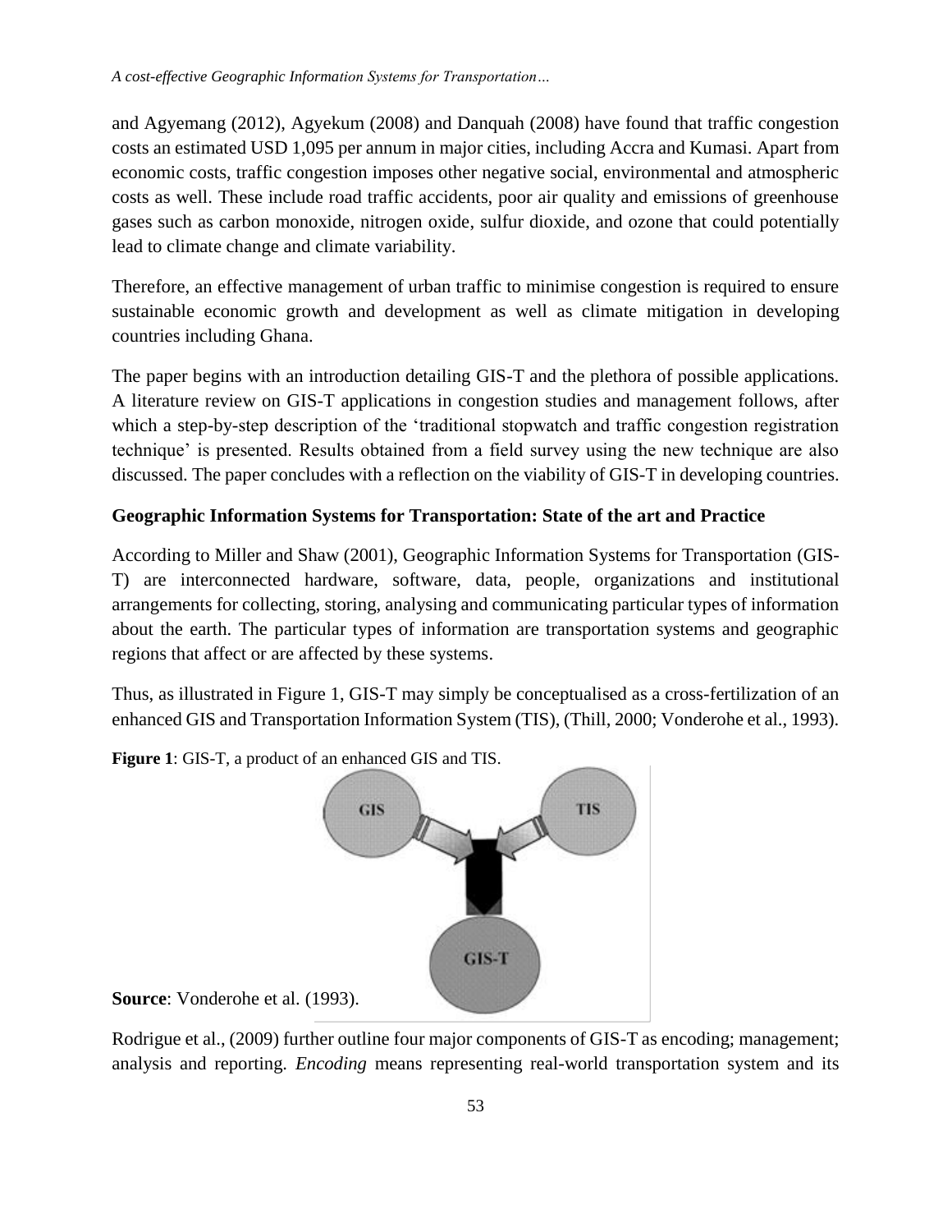and Agyemang (2012), Agyekum (2008) and Danquah (2008) have found that traffic congestion costs an estimated USD 1,095 per annum in major cities, including Accra and Kumasi. Apart from economic costs, traffic congestion imposes other negative social, environmental and atmospheric costs as well. These include road traffic accidents, poor air quality and emissions of greenhouse gases such as carbon monoxide, nitrogen oxide, sulfur dioxide, and ozone that could potentially lead to climate change and climate variability.

Therefore, an effective management of urban traffic to minimise congestion is required to ensure sustainable economic growth and development as well as climate mitigation in developing countries including Ghana.

The paper begins with an introduction detailing GIS-T and the plethora of possible applications. A literature review on GIS-T applications in congestion studies and management follows, after which a step-by-step description of the 'traditional stopwatch and traffic congestion registration technique' is presented. Results obtained from a field survey using the new technique are also discussed. The paper concludes with a reflection on the viability of GIS-T in developing countries.

## Geographic Information Systems for Transportation: State of the art and Practice

According to Miller and Shaw (2001), Geographic Information Systems for Transportation (GIS-T) are interconnected hardware, software, data, people, organizations and institutional arrangements for collecting, storing, analysing and communicating particular types of information about the earth. The particular types of information are transportation systems and geographic regions that affect or are affected by these systems.

Thus, as illustrated in Figure 1, GIS-T may simply be conceptualised as a cross-fertilization of an enhanced GIS and Transportation Information System (TIS), (Thill, 2000; Vonderohe et al., 1993).

**Figure 1**: GIS-T, a product of an enhanced GIS and TIS.

**Source**: Vonderohe et al. (1993).

Rodrigue et al., (2009) further outline four major components of GIS-T as encoding; management; analysis and reporting. *Encoding* means representing real-world transportation system and its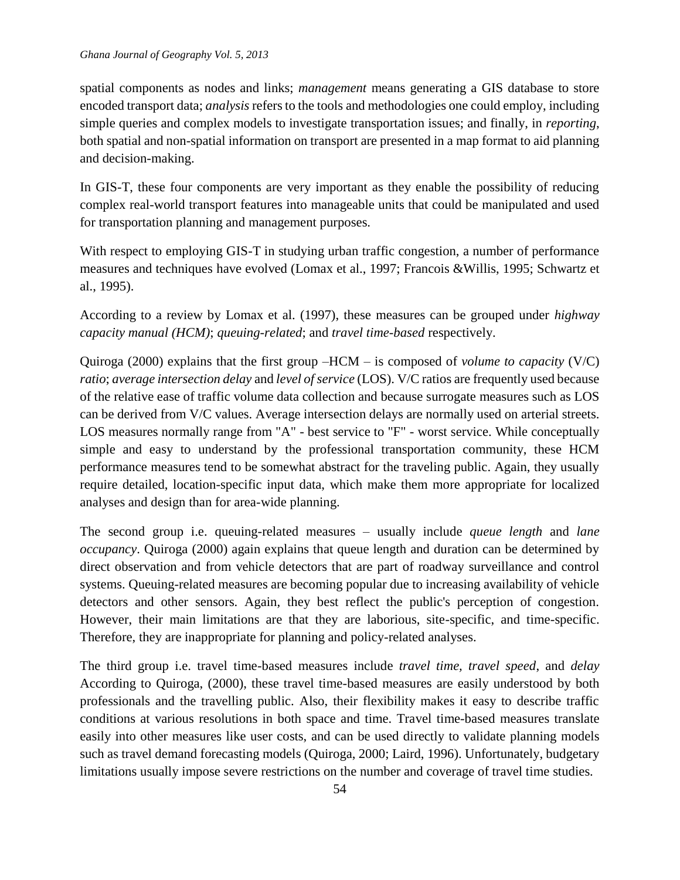spatial components as nodes and links; *management* means generating a GIS database to store encoded transport data; *analysis* refers to the tools and methodologies one could employ, including simple queries and complex models to investigate transportation issues; and finally, in *reporting*, both spatial and non-spatial information on transport are presented in a map format to aid planning and decision-making.

In GIS-T, these four components are very important as they enable the possibility of reducing complex real-world transport features into manageable units that could be manipulated and used for transportation planning and management purposes.

With respect to employing GIS-T in studying urban traffic congestion, a number of performance measures and techniques have evolved (Lomax et al., 1997; Francois &Willis, 1995; Schwartz et al., 1995).

According to a review by Lomax et al. (1997), these measures can be grouped under *highway capacity manual (HCM)*; *queuing-related*; and *travel time-based* respectively.

Quiroga (2000) explains that the first group –HCM – is composed of *volume to capacity* (V/C) *ratio*; *average intersection delay* and *level of service* (LOS). V/C ratios are frequently used because of the relative ease of traffic volume data collection and because surrogate measures such as LOS can be derived from V/C values. Average intersection delays are normally used on arterial streets. LOS measures normally range from "A" - best service to "F" - worst service. While conceptually simple and easy to understand by the professional transportation community, these HCM performance measures tend to be somewhat abstract for the traveling public. Again, they usually require detailed, location-specific input data, which make them more appropriate for localized analyses and design than for area-wide planning.

The second group i.e. queuing-related measures – usually include *queue length* and *lane occupancy*. Quiroga (2000) again explains that queue length and duration can be determined by direct observation and from vehicle detectors that are part of roadway surveillance and control systems. Queuing-related measures are becoming popular due to increasing availability of vehicle detectors and other sensors. Again, they best reflect the public's perception of congestion. However, their main limitations are that they are laborious, site-specific, and time-specific. Therefore, they are inappropriate for planning and policy-related analyses.

The third group i.e. travel time-based measures include *travel time, travel speed*, and *delay* According to Quiroga, (2000), these travel time-based measures are easily understood by both professionals and the travelling public. Also, their flexibility makes it easy to describe traffic conditions at various resolutions in both space and time. Travel time-based measures translate easily into other measures like user costs, and can be used directly to validate planning models such as travel demand forecasting models (Quiroga, 2000; Laird, 1996). Unfortunately, budgetary limitations usually impose severe restrictions on the number and coverage of travel time studies.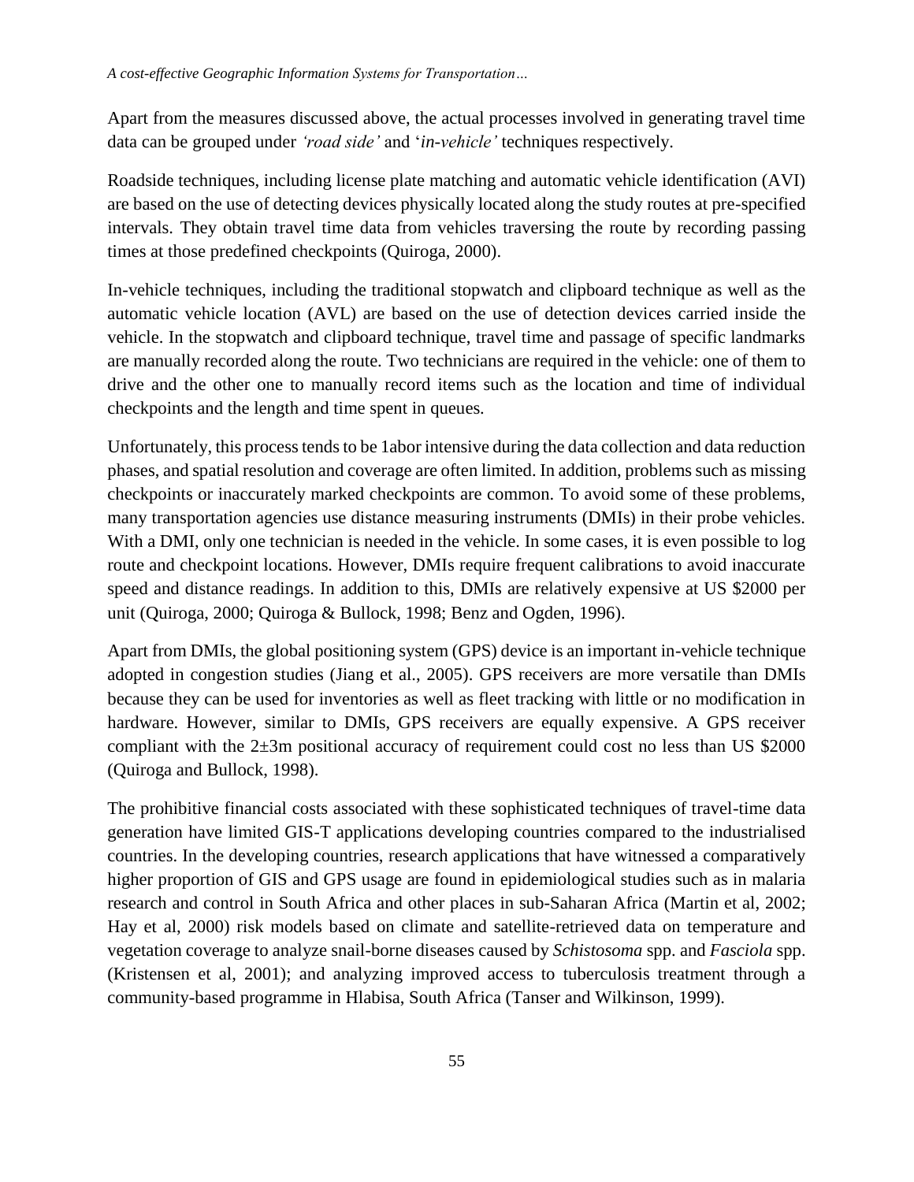Apart from the measures discussed above, the actual processes involved in generating travel time data can be grouped under *'road side'* and '*in-vehicle'* techniques respectively.

Roadside techniques, including license plate matching and automatic vehicle identification (AVI) are based on the use of detecting devices physically located along the study routes at pre-specified intervals. They obtain travel time data from vehicles traversing the route by recording passing times at those predefined checkpoints (Quiroga, 2000).

In-vehicle techniques, including the traditional stopwatch and clipboard technique as well as the automatic vehicle location (AVL) are based on the use of detection devices carried inside the vehicle. In the stopwatch and clipboard technique, travel time and passage of specific landmarks are manually recorded along the route. Two technicians are required in the vehicle: one of them to drive and the other one to manually record items such as the location and time of individual checkpoints and the length and time spent in queues.

Unfortunately, this process tends to be 1abor intensive during the data collection and data reduction phases, and spatial resolution and coverage are often limited. In addition, problems such as missing checkpoints or inaccurately marked checkpoints are common. To avoid some of these problems, many transportation agencies use distance measuring instruments (DMIs) in their probe vehicles. With a DMI, only one technician is needed in the vehicle. In some cases, it is even possible to log route and checkpoint locations. However, DMIs require frequent calibrations to avoid inaccurate speed and distance readings. In addition to this, DMIs are relatively expensive at US \$2000 per unit (Quiroga, 2000; Quiroga & Bullock, 1998; Benz and Ogden, 1996).

Apart from DMIs, the global positioning system (GPS) device is an important in-vehicle technique adopted in congestion studies (Jiang et al., 2005). GPS receivers are more versatile than DMIs because they can be used for inventories as well as fleet tracking with little or no modification in hardware. However, similar to DMIs, GPS receivers are equally expensive. A GPS receiver compliant with the 2±3m positional accuracy of requirement could cost no less than US \$2000 (Quiroga and Bullock, 1998).

The prohibitive financial costs associated with these sophisticated techniques of travel-time data generation have limited GIS-T applications developing countries compared to the industrialised countries. In the developing countries, research applications that have witnessed a comparatively higher proportion of GIS and GPS usage are found in epidemiological studies such as in malaria research and control in South Africa and other places in sub-Saharan Africa (Martin et al, 2002; Hay et al, 2000) risk models based on climate and satellite-retrieved data on temperature and vegetation coverage to analyze snail-borne diseases caused by *Schistosoma* spp. and *Fasciola* spp. (Kristensen et al, 2001); and analyzing improved access to tuberculosis treatment through a community-based programme in Hlabisa, South Africa (Tanser and Wilkinson, 1999).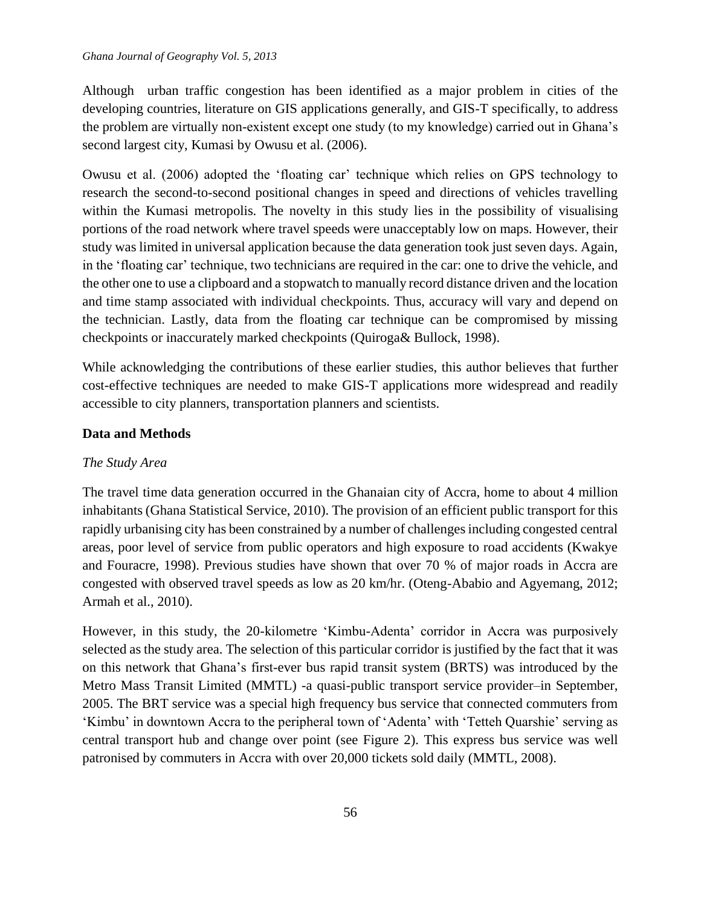Although urban traffic congestion has been identified as a major problem in cities of the developing countries, literature on GIS applications generally, and GIS-T specifically, to address the problem are virtually non-existent except one study (to my knowledge) carried out in Ghana's second largest city, Kumasi by Owusu et al. (2006).

Owusu et al. (2006) adopted the 'floating car' technique which relies on GPS technology to research the second-to-second positional changes in speed and directions of vehicles travelling within the Kumasi metropolis. The novelty in this study lies in the possibility of visualising portions of the road network where travel speeds were unacceptably low on maps. However, their study was limited in universal application because the data generation took just seven days. Again, in the 'floating car' technique, two technicians are required in the car: one to drive the vehicle, and the other one to use a clipboard and a stopwatch to manually record distance driven and the location and time stamp associated with individual checkpoints. Thus, accuracy will vary and depend on the technician. Lastly, data from the floating car technique can be compromised by missing checkpoints or inaccurately marked checkpoints (Quiroga& Bullock, 1998).

While acknowledging the contributions of these earlier studies, this author believes that further cost-effective techniques are needed to make GIS-T applications more widespread and readily accessible to city planners, transportation planners and scientists.

## Data and Methods

### *The Study Area*

The travel time data generation occurred in the Ghanaian city of Accra, home to about 4 million inhabitants (Ghana Statistical Service, 2010). The provision of an efficient public transport for this rapidly urbanising city has been constrained by a number of challenges including congested central areas, poor level of service from public operators and high exposure to road accidents (Kwakye and Fouracre, 1998). Previous studies have shown that over 70 % of major roads in Accra are congested with observed travel speeds as low as 20 km/hr. (Oteng-Ababio and Agyemang, 2012; Armah et al., 2010).

However, in this study, the 20-kilometre 'Kimbu-Adenta' corridor in Accra was purposively selected as the study area. The selection of this particular corridor is justified by the fact that it was on this network that Ghana's first-ever bus rapid transit system (BRTS) was introduced by the Metro Mass Transit Limited (MMTL) -a quasi-public transport service provider–in September, 2005. The BRT service was a special high frequency bus service that connected commuters from 'Kimbu' in downtown Accra to the peripheral town of 'Adenta' with 'Tetteh Quarshie' serving as central transport hub and change over point (see Figure 2). This express bus service was well patronised by commuters in Accra with over 20,000 tickets sold daily (MMTL, 2008).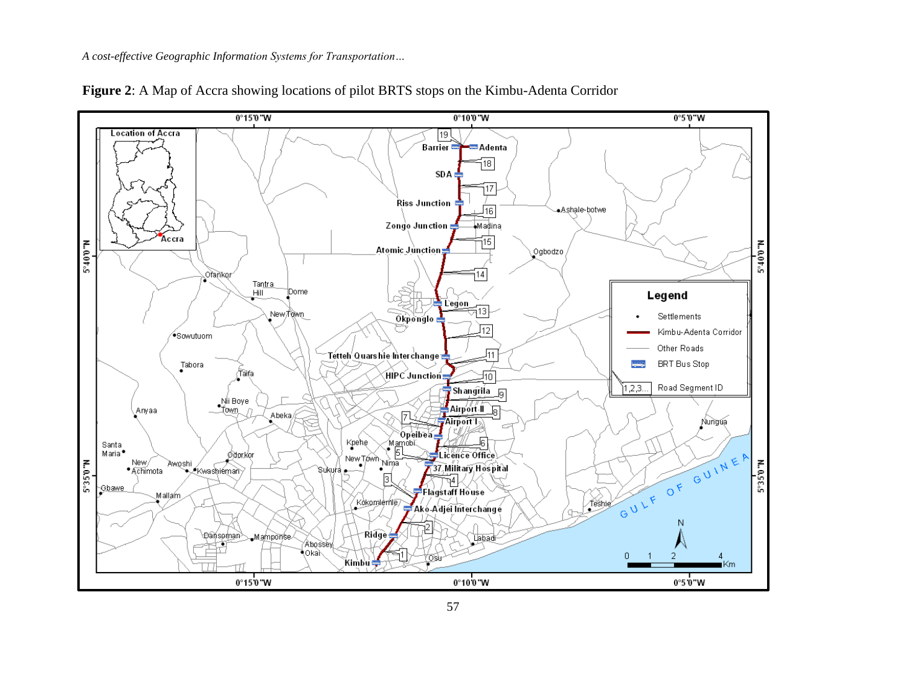**Figure 2**: A Map of Accra showing locations of pilot BRTS stops on the Kimbu-Adenta Corridor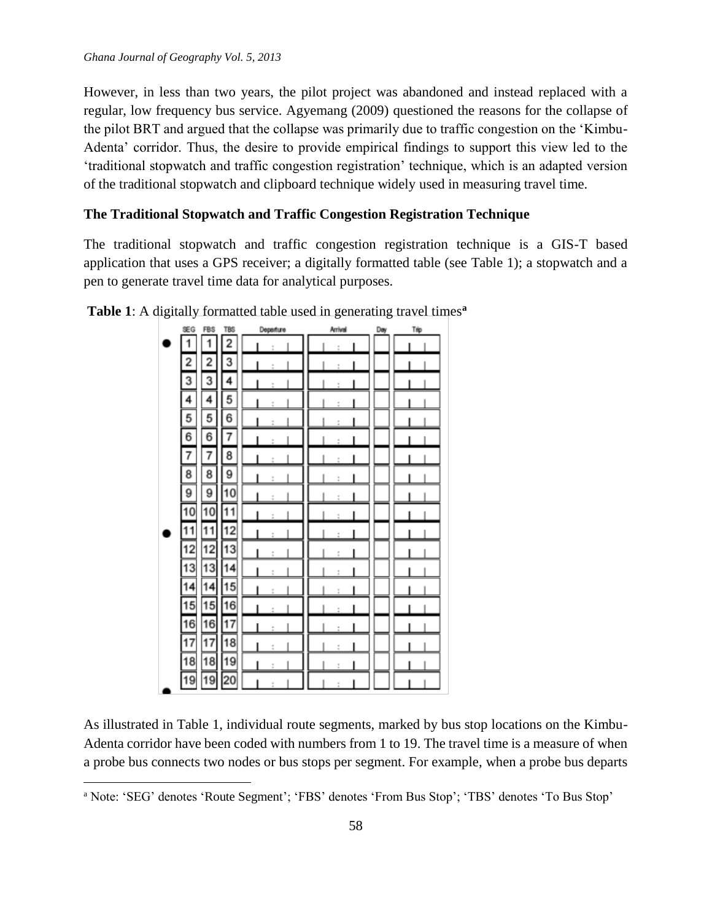However, in less than two years, the pilot project was abandoned and instead replaced with a regular, low frequency bus service. Agyemang (2009) questioned the reasons for the collapse of the pilot BRT and argued that the collapse was primarily due to traffic congestion on the 'Kimbu-Adenta' corridor. Thus, the desire to provide empirical findings to support this view led to the 'traditional stopwatch and traffic congestion registration' technique, which is an adapted version of the traditional stopwatch and clipboard technique widely used in measuring travel time.

**The Traditional Stopwatch and Traffic Congestion Registration Technique**

The traditional stopwatch and traffic congestion registration technique is a GIS-T based application that uses a GPS receiver; a digitally formatted table (see Table 1); a stopwatch and a pen to generate travel time data for analytical purposes.

**Table 1**: A digitally formatted table used in generating travel times[a]

| SEG | FBS | TBS | Departure | Arrival | Day | Trip |
|---|---|---|---|---|---|---|
| 1 | 1 | 2 | : | : | | |
| 2 | 2 | 3 | : | : | | |
| 3 | 3 | 4 | : | : | | |
| 4 | 4 | 5 | : | : | | |
| 5 | 5 | 6 | : | : | | |
| 6 | 6 | 7 | : | : | | |
| 7 | 7 | 8 | : | : | | |
| 8 | 8 | 9 | : | : | | |
| 9 | 9 | 10 | : | : | | |
| 10 | 10 | 11 | : | : | | |
| 11 | 11 | 12 | : | : | | |
| 12 | 12 | 13 | : | : | | |
| 13 | 13 | 14 | : | : | | |
| 14 | 14 | 15 | : | : | | |
| 15 | 15 | 16 | : | : | | |
| 16 | 16 | 17 | : | : | | |
| 17 | 17 | 18 | : | : | | |
| 18 | 18 | 19 | : | : | | |
| 19 | 19 | 20 | : | : | | |

As illustrated in Table 1, individual route segments, marked by bus stop locations on the Kimbu-Adenta corridor have been coded with numbers from 1 to 19. The travel time is a measure of when a probe bus connects two nodes or bus stops per segment. For example, when a probe bus departs

[a] Note: 'SEG' denotes 'Route Segment'; 'FBS' denotes 'From Bus Stop'; 'TBS' denotes 'To Bus Stop'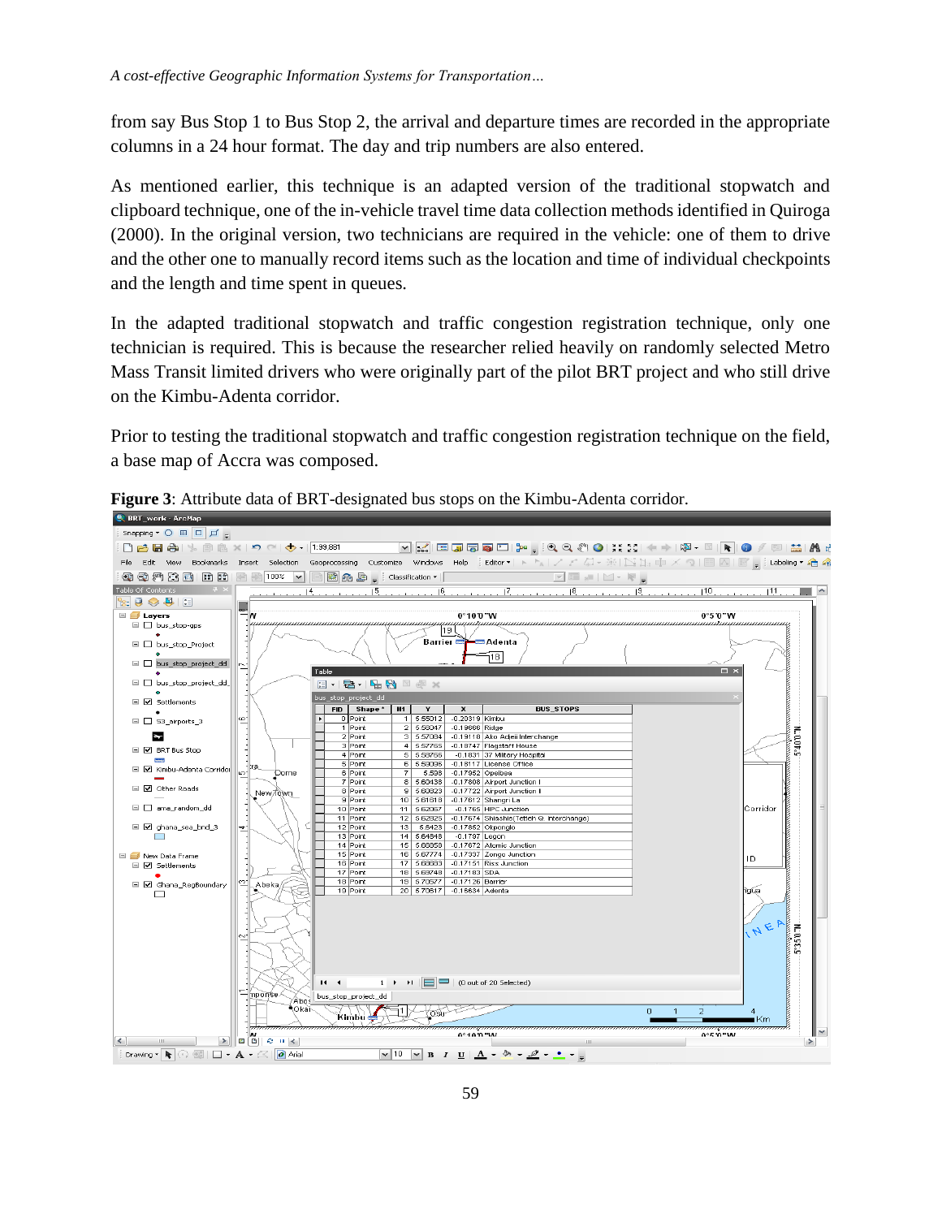from say Bus Stop 1 to Bus Stop 2, the arrival and departure times are recorded in the appropriate columns in a 24 hour format. The day and trip numbers are also entered.

As mentioned earlier, this technique is an adapted version of the traditional stopwatch and clipboard technique, one of the in-vehicle travel time data collection methods identified in Quiroga (2000). In the original version, two technicians are required in the vehicle: one of them to drive and the other one to manually record items such as the location and time of individual checkpoints and the length and time spent in queues.

In the adapted traditional stopwatch and traffic congestion registration technique, only one technician is required. This is because the researcher relied heavily on randomly selected Metro Mass Transit limited drivers who were originally part of the pilot BRT project and who still drive on the Kimbu-Adenta corridor.

Prior to testing the traditional stopwatch and traffic congestion registration technique on the field, a base map of Accra was composed.

**Figure 3**: Attribute data of BRT-designated bus stops on the Kimbu-Adenta corridor.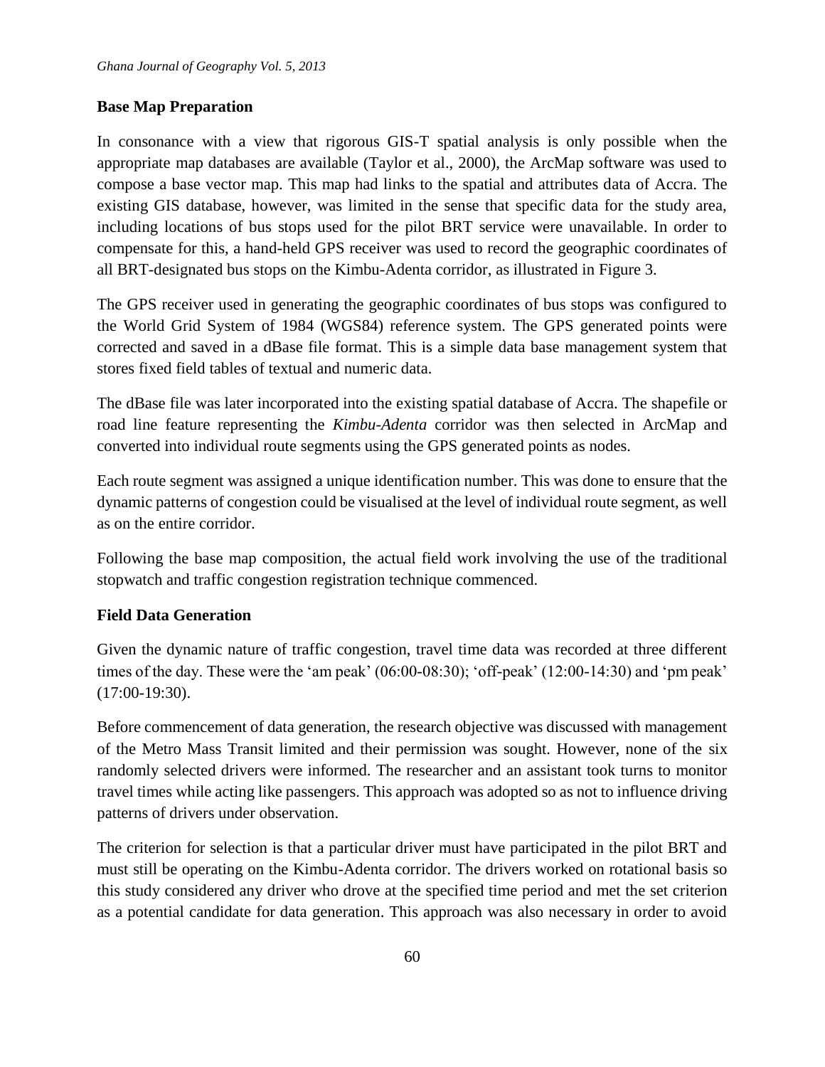## Base Map Preparation

In consonance with a view that rigorous GIS-T spatial analysis is only possible when the appropriate map databases are available (Taylor et al., 2000), the ArcMap software was used to compose a base vector map. This map had links to the spatial and attributes data of Accra. The existing GIS database, however, was limited in the sense that specific data for the study area, including locations of bus stops used for the pilot BRT service were unavailable. In order to compensate for this, a hand-held GPS receiver was used to record the geographic coordinates of all BRT-designated bus stops on the Kimbu-Adenta corridor, as illustrated in Figure 3.

The GPS receiver used in generating the geographic coordinates of bus stops was configured to the World Grid System of 1984 (WGS84) reference system. The GPS generated points were corrected and saved in a dBase file format. This is a simple data base management system that stores fixed field tables of textual and numeric data.

The dBase file was later incorporated into the existing spatial database of Accra. The shapefile or road line feature representing the *Kimbu-Adenta* corridor was then selected in ArcMap and converted into individual route segments using the GPS generated points as nodes.

Each route segment was assigned a unique identification number. This was done to ensure that the dynamic patterns of congestion could be visualised at the level of individual route segment, as well as on the entire corridor.

Following the base map composition, the actual field work involving the use of the traditional stopwatch and traffic congestion registration technique commenced.

## Field Data Generation

Given the dynamic nature of traffic congestion, travel time data was recorded at three different times of the day. These were the 'am peak' (06:00-08:30); 'off-peak' (12:00-14:30) and 'pm peak' (17:00-19:30).

Before commencement of data generation, the research objective was discussed with management of the Metro Mass Transit limited and their permission was sought. However, none of the six randomly selected drivers were informed. The researcher and an assistant took turns to monitor travel times while acting like passengers. This approach was adopted so as not to influence driving patterns of drivers under observation.

The criterion for selection is that a particular driver must have participated in the pilot BRT and must still be operating on the Kimbu-Adenta corridor. The drivers worked on rotational basis so this study considered any driver who drove at the specified time period and met the set criterion as a potential candidate for data generation. This approach was also necessary in order to avoid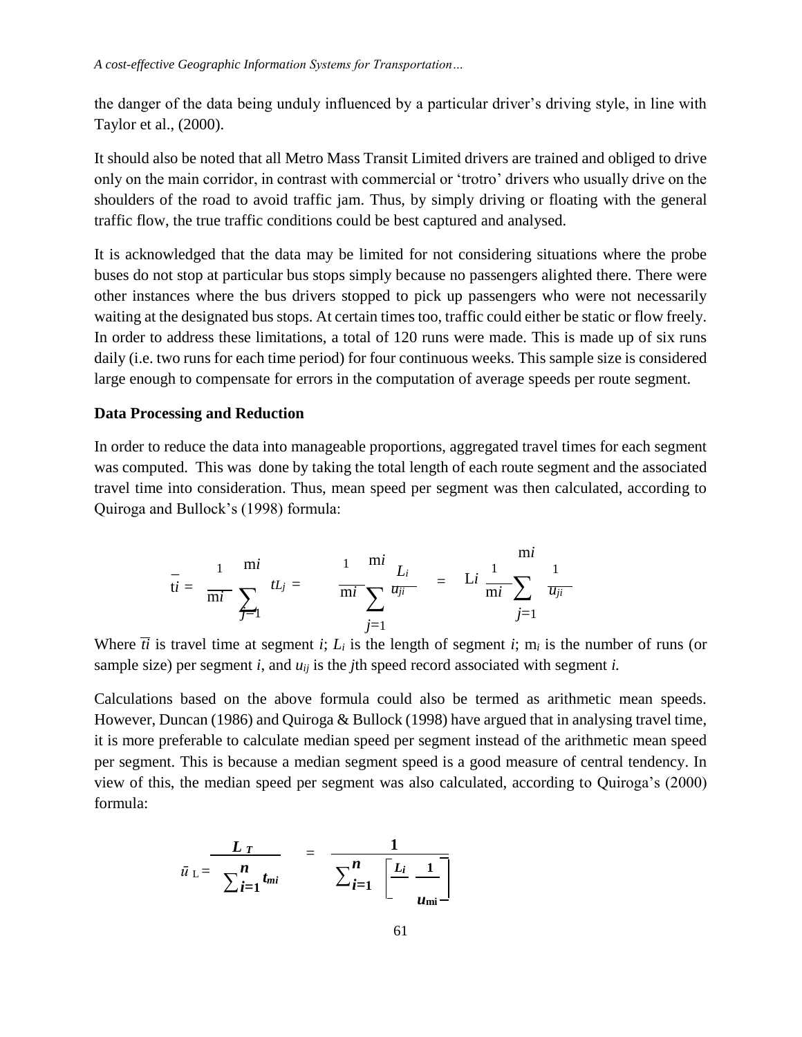the danger of the data being unduly influenced by a particular driver's driving style, in line with Taylor et al., (2000).

It should also be noted that all Metro Mass Transit Limited drivers are trained and obliged to drive only on the main corridor, in contrast with commercial or 'trotro' drivers who usually drive on the shoulders of the road to avoid traffic jam. Thus, by simply driving or floating with the general traffic flow, the true traffic conditions could be best captured and analysed.

It is acknowledged that the data may be limited for not considering situations where the probe buses do not stop at particular bus stops simply because no passengers alighted there. There were other instances where the bus drivers stopped to pick up passengers who were not necessarily waiting at the designated bus stops. At certain times too, traffic could either be static or flow freely. In order to address these limitations, a total of 120 runs were made. This is made up of six runs daily (i.e. two runs for each time period) for four continuous weeks. This sample size is considered large enough to compensate for errors in the computation of average speeds per route segment.

**Data Processing and Reduction**

In order to reduce the data into manageable proportions, aggregated travel times for each segment was computed. This was done by taking the total length of each route segment and the associated travel time into consideration. Thus, mean speed per segment was then calculated, according to Quiroga and Bullock's (1998) formula:

$$\bar{t}_i = \frac{1}{m_i} \sum_{j=1}^{m_i} t_{Lj} = \frac{1}{m_i} \sum_{j=1}^{m_i} \frac{L_i}{u_{ji}} = L_i \frac{1}{m_i} \sum_{j=1}^{m_i} \frac{1}{u_{ji}}$$

Where $\overline{ti}$ is travel time at segment $i$; $L_i$ is the length of segment $i$; $m_i$ is the number of runs (or sample size) per segment $i$, and $u_{ij}$ is the $j$th speed record associated with segment $i$.

Calculations based on the above formula could also be termed as arithmetic mean speeds. However, Duncan (1986) and Quiroga & Bullock (1998) have argued that in analysing travel time, it is more preferable to calculate median speed per segment instead of the arithmetic mean speed per segment. This is because a median segment speed is a good measure of central tendency. In view of this, the median speed per segment was also calculated, according to Quiroga's (2000) formula:

$$\bar{u}_L = \frac{L_T}{\sum_{i=1}^{n} t_{mi}} = \frac{1}{\sum_{i=1}^{n} \left[ \frac{L_i}{} \frac{1}{u_{mi}} \right]}$$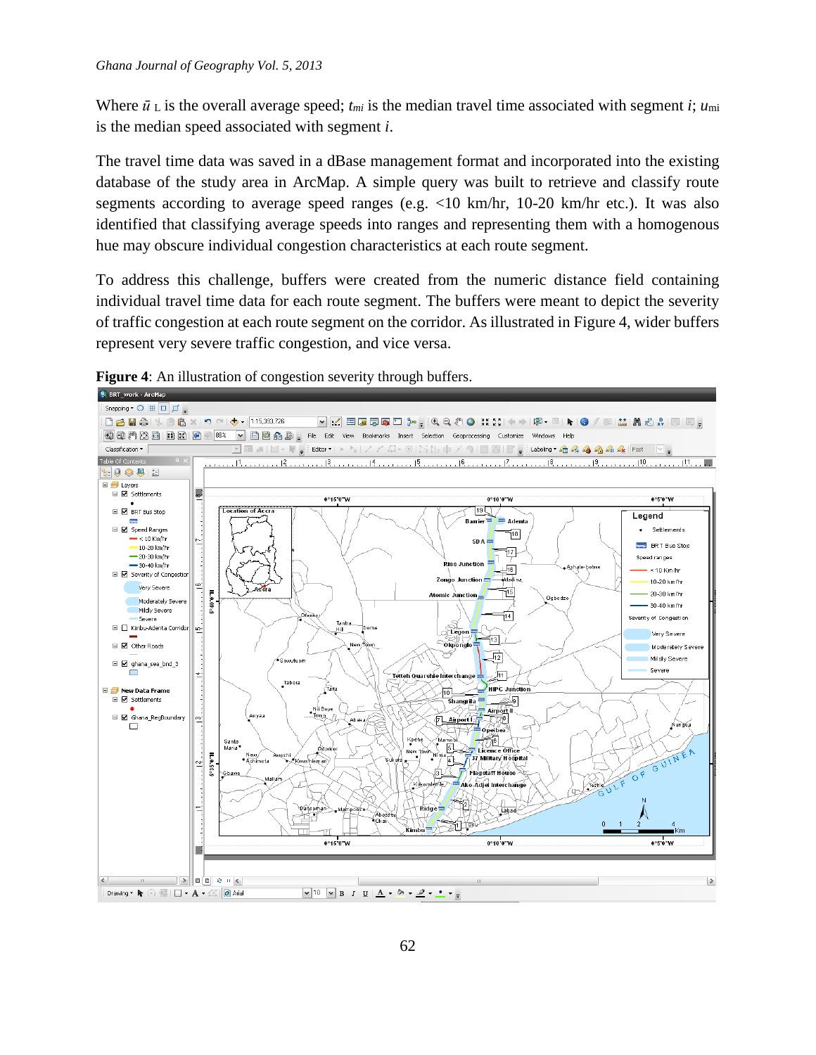Where $\bar{u}_L$ is the overall average speed; $t_{mi}$ is the median travel time associated with segment *i*; $u_{mi}$ is the median speed associated with segment *i*.

The travel time data was saved in a dBase management format and incorporated into the existing database of the study area in ArcMap. A simple query was built to retrieve and classify route segments according to average speed ranges (e.g. <10 km/hr, 10-20 km/hr etc.). It was also identified that classifying average speeds into ranges and representing them with a homogenous hue may obscure individual congestion characteristics at each route segment.

To address this challenge, buffers were created from the numeric distance field containing individual travel time data for each route segment. The buffers were meant to depict the severity of traffic congestion at each route segment on the corridor. As illustrated in Figure 4, wider buffers represent very severe traffic congestion, and vice versa.

**Figure 4**: An illustration of congestion severity through buffers.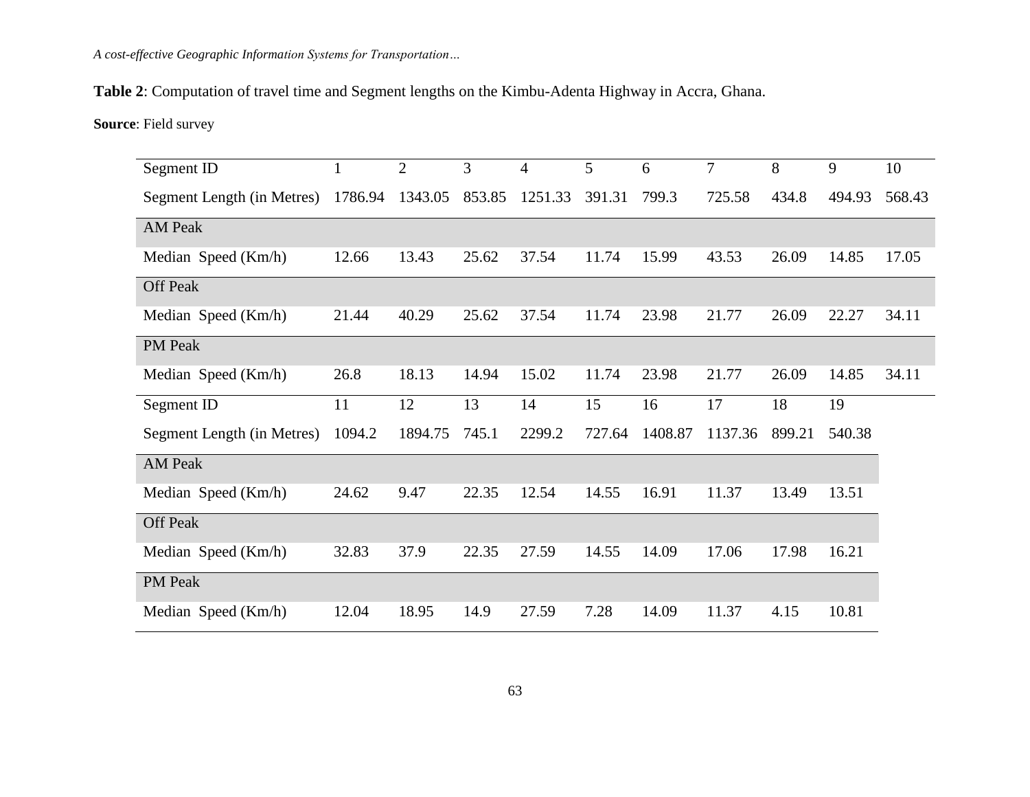**Table 2**: Computation of travel time and Segment lengths on the Kimbu-Adenta Highway in Accra, Ghana.

**Source**: Field survey

| Segment ID | 1 | 2 | 3 | 4 | 5 | 6 | 7 | 8 | 9 | 10 |
|---|---|---|---|---|---|---|---|---|---|---|
| Segment Length (in Metres) | 1786.94 | 1343.05 | 853.85 | 1251.33 | 391.31 | 799.3 | 725.58 | 434.8 | 494.93 | 568.43 |
| AM Peak | | | | | | | | | | |
| Median Speed (Km/h) | 12.66 | 13.43 | 25.62 | 37.54 | 11.74 | 15.99 | 43.53 | 26.09 | 14.85 | 17.05 |
| Off Peak | | | | | | | | | | |
| Median Speed (Km/h) | 21.44 | 40.29 | 25.62 | 37.54 | 11.74 | 23.98 | 21.77 | 26.09 | 22.27 | 34.11 |
| PM Peak | | | | | | | | | | |
| Median Speed (Km/h) | 26.8 | 18.13 | 14.94 | 15.02 | 11.74 | 23.98 | 21.77 | 26.09 | 14.85 | 34.11 |
| Segment ID | 11 | 12 | 13 | 14 | 15 | 16 | 17 | 18 | 19 | |
| Segment Length (in Metres) | 1094.2 | 1894.75 | 745.1 | 2299.2 | 727.64 | 1408.87 | 1137.36 | 899.21 | 540.38 | |
| AM Peak | | | | | | | | | | |
| Median Speed (Km/h) | 24.62 | 9.47 | 22.35 | 12.54 | 14.55 | 16.91 | 11.37 | 13.49 | 13.51 | |
| Off Peak | | | | | | | | | | |
| Median Speed (Km/h) | 32.83 | 37.9 | 22.35 | 27.59 | 14.55 | 14.09 | 17.06 | 17.98 | 16.21 | |
| PM Peak | | | | | | | | | | |
| Median Speed (Km/h) | 12.04 | 18.95 | 14.9 | 27.59 | 7.28 | 14.09 | 11.37 | 4.15 | 10.81 | |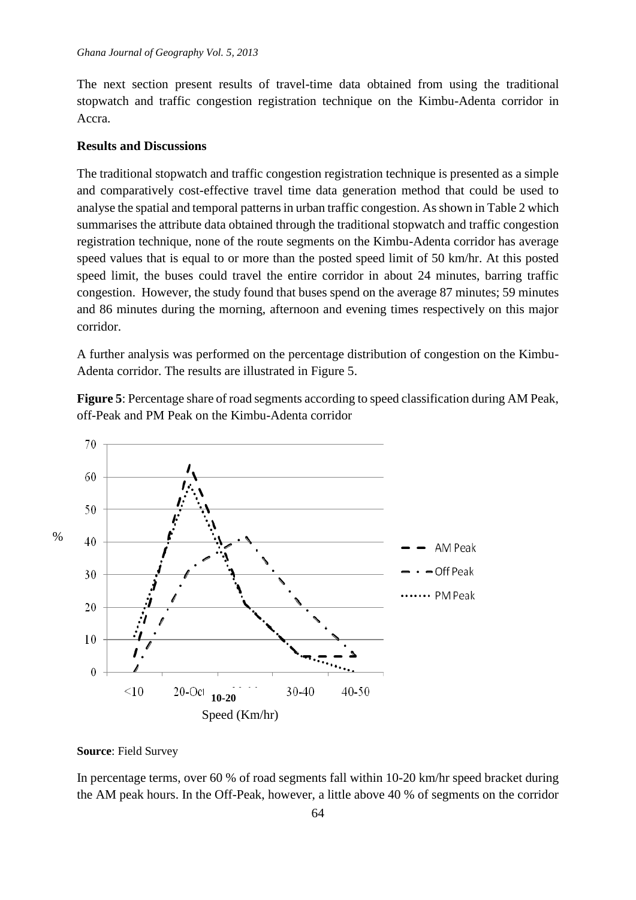The next section present results of travel-time data obtained from using the traditional stopwatch and traffic congestion registration technique on the Kimbu-Adenta corridor in Accra.

## Results and Discussions

The traditional stopwatch and traffic congestion registration technique is presented as a simple and comparatively cost-effective travel time data generation method that could be used to analyse the spatial and temporal patterns in urban traffic congestion. As shown in Table 2 which summarises the attribute data obtained through the traditional stopwatch and traffic congestion registration technique, none of the route segments on the Kimbu-Adenta corridor has average speed values that is equal to or more than the posted speed limit of 50 km/hr. At this posted speed limit, the buses could travel the entire corridor in about 24 minutes, barring traffic congestion. However, the study found that buses spend on the average 87 minutes; 59 minutes and 86 minutes during the morning, afternoon and evening times respectively on this major corridor.

A further analysis was performed on the percentage distribution of congestion on the Kimbu-Adenta corridor. The results are illustrated in Figure 5.

**Figure 5**: Percentage share of road segments according to speed classification during AM Peak, off-Peak and PM Peak on the Kimbu-Adenta corridor

**Source**: Field Survey

In percentage terms, over 60 % of road segments fall within 10-20 km/hr speed bracket during the AM peak hours. In the Off-Peak, however, a little above 40 % of segments on the corridor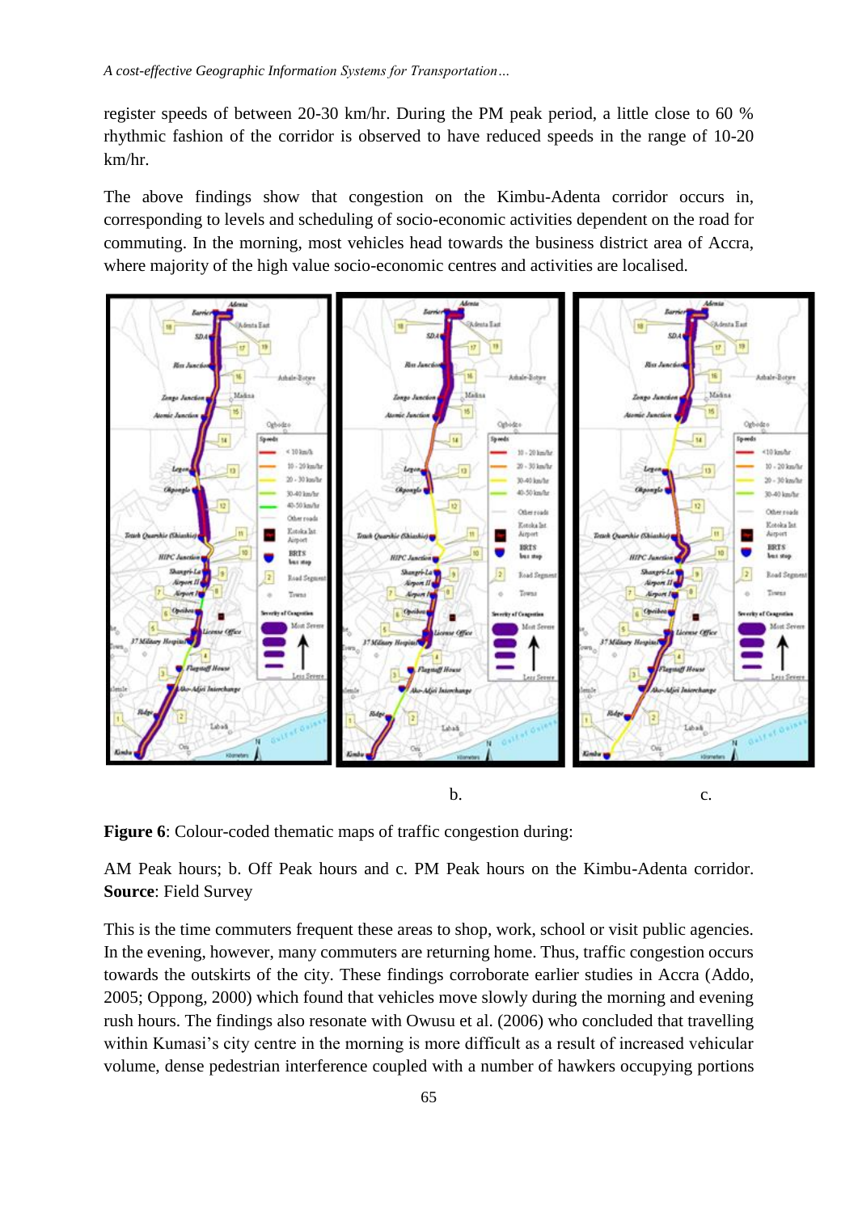register speeds of between 20-30 km/hr. During the PM peak period, a little close to 60 % rhythmic fashion of the corridor is observed to have reduced speeds in the range of 10-20 km/hr.

The above findings show that congestion on the Kimbu-Adenta corridor occurs in, corresponding to levels and scheduling of socio-economic activities dependent on the road for commuting. In the morning, most vehicles head towards the business district area of Accra, where majority of the high value socio-economic centres and activities are localised.

b. c.

**Figure 6**: Colour-coded thematic maps of traffic congestion during:

AM Peak hours; b. Off Peak hours and c. PM Peak hours on the Kimbu-Adenta corridor. **Source**: Field Survey

This is the time commuters frequent these areas to shop, work, school or visit public agencies. In the evening, however, many commuters are returning home. Thus, traffic congestion occurs towards the outskirts of the city. These findings corroborate earlier studies in Accra (Addo, 2005; Oppong, 2000) which found that vehicles move slowly during the morning and evening rush hours. The findings also resonate with Owusu et al. (2006) who concluded that travelling within Kumasi's city centre in the morning is more difficult as a result of increased vehicular volume, dense pedestrian interference coupled with a number of hawkers occupying portions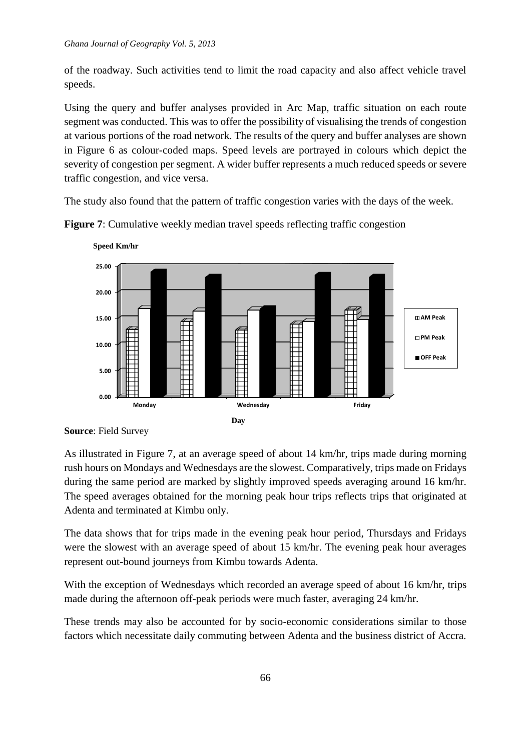of the roadway. Such activities tend to limit the road capacity and also affect vehicle travel speeds.

Using the query and buffer analyses provided in Arc Map, traffic situation on each route segment was conducted. This was to offer the possibility of visualising the trends of congestion at various portions of the road network. The results of the query and buffer analyses are shown in Figure 6 as colour-coded maps. Speed levels are portrayed in colours which depict the severity of congestion per segment. A wider buffer represents a much reduced speeds or severe traffic congestion, and vice versa.

The study also found that the pattern of traffic congestion varies with the days of the week.

**Figure 7**: Cumulative weekly median travel speeds reflecting traffic congestion

**Source**: Field Survey

As illustrated in Figure 7, at an average speed of about 14 km/hr, trips made during morning rush hours on Mondays and Wednesdays are the slowest. Comparatively, trips made on Fridays during the same period are marked by slightly improved speeds averaging around 16 km/hr. The speed averages obtained for the morning peak hour trips reflects trips that originated at Adenta and terminated at Kimbu only.

The data shows that for trips made in the evening peak hour period, Thursdays and Fridays were the slowest with an average speed of about 15 km/hr. The evening peak hour averages represent out-bound journeys from Kimbu towards Adenta.

With the exception of Wednesdays which recorded an average speed of about 16 km/hr, trips made during the afternoon off-peak periods were much faster, averaging 24 km/hr.

These trends may also be accounted for by socio-economic considerations similar to those factors which necessitate daily commuting between Adenta and the business district of Accra.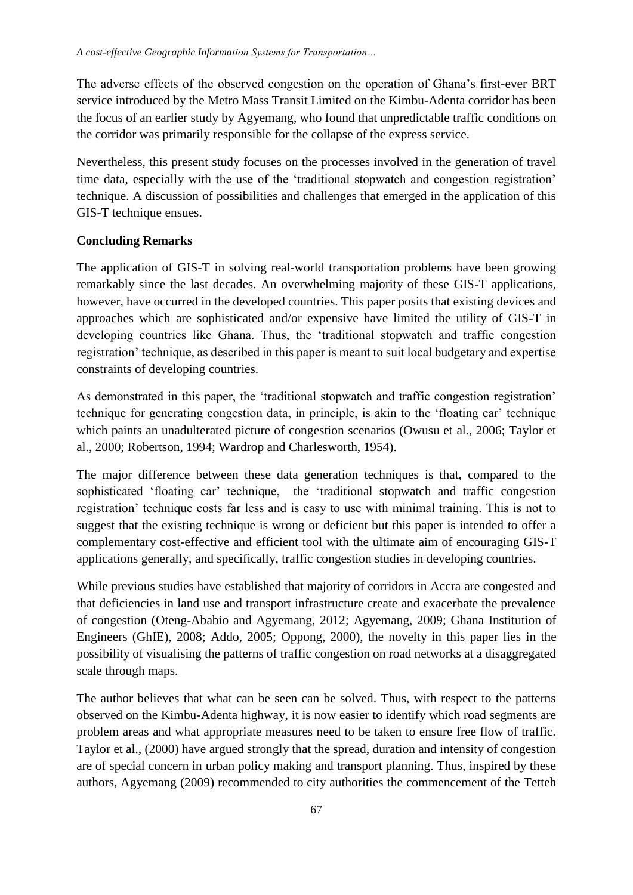The adverse effects of the observed congestion on the operation of Ghana's first-ever BRT service introduced by the Metro Mass Transit Limited on the Kimbu-Adenta corridor has been the focus of an earlier study by Agyemang, who found that unpredictable traffic conditions on the corridor was primarily responsible for the collapse of the express service.

Nevertheless, this present study focuses on the processes involved in the generation of travel time data, especially with the use of the 'traditional stopwatch and congestion registration' technique. A discussion of possibilities and challenges that emerged in the application of this GIS-T technique ensues.

## Concluding Remarks

The application of GIS-T in solving real-world transportation problems have been growing remarkably since the last decades. An overwhelming majority of these GIS-T applications, however, have occurred in the developed countries. This paper posits that existing devices and approaches which are sophisticated and/or expensive have limited the utility of GIS-T in developing countries like Ghana. Thus, the 'traditional stopwatch and traffic congestion registration' technique, as described in this paper is meant to suit local budgetary and expertise constraints of developing countries.

As demonstrated in this paper, the 'traditional stopwatch and traffic congestion registration' technique for generating congestion data, in principle, is akin to the 'floating car' technique which paints an unadulterated picture of congestion scenarios (Owusu et al., 2006; Taylor et al., 2000; Robertson, 1994; Wardrop and Charlesworth, 1954).

The major difference between these data generation techniques is that, compared to the sophisticated 'floating car' technique, the 'traditional stopwatch and traffic congestion registration' technique costs far less and is easy to use with minimal training. This is not to suggest that the existing technique is wrong or deficient but this paper is intended to offer a complementary cost-effective and efficient tool with the ultimate aim of encouraging GIS-T applications generally, and specifically, traffic congestion studies in developing countries.

While previous studies have established that majority of corridors in Accra are congested and that deficiencies in land use and transport infrastructure create and exacerbate the prevalence of congestion (Oteng-Ababio and Agyemang, 2012; Agyemang, 2009; Ghana Institution of Engineers (GhIE), 2008; Addo, 2005; Oppong, 2000), the novelty in this paper lies in the possibility of visualising the patterns of traffic congestion on road networks at a disaggregated scale through maps.

The author believes that what can be seen can be solved. Thus, with respect to the patterns observed on the Kimbu-Adenta highway, it is now easier to identify which road segments are problem areas and what appropriate measures need to be taken to ensure free flow of traffic. Taylor et al., (2000) have argued strongly that the spread, duration and intensity of congestion are of special concern in urban policy making and transport planning. Thus, inspired by these authors, Agyemang (2009) recommended to city authorities the commencement of the Tetteh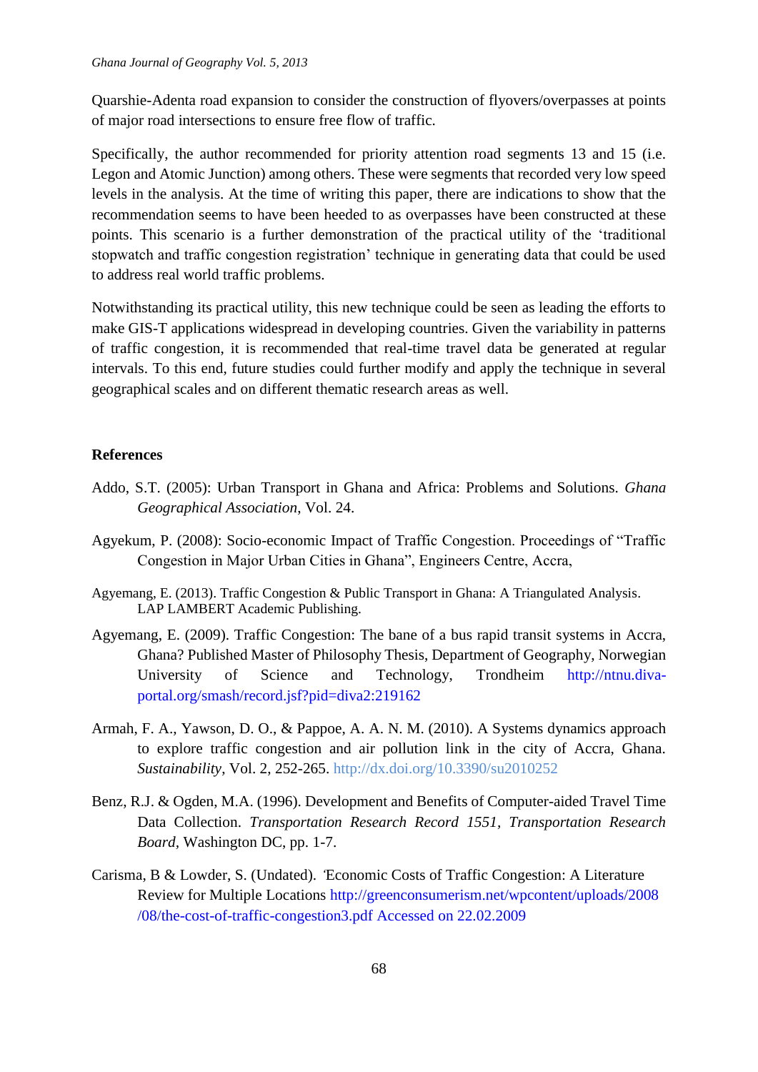Quarshie-Adenta road expansion to consider the construction of flyovers/overpasses at points of major road intersections to ensure free flow of traffic.

Specifically, the author recommended for priority attention road segments 13 and 15 (i.e. Legon and Atomic Junction) among others. These were segments that recorded very low speed levels in the analysis. At the time of writing this paper, there are indications to show that the recommendation seems to have been heeded to as overpasses have been constructed at these points. This scenario is a further demonstration of the practical utility of the 'traditional stopwatch and traffic congestion registration' technique in generating data that could be used to address real world traffic problems.

Notwithstanding its practical utility, this new technique could be seen as leading the efforts to make GIS-T applications widespread in developing countries. Given the variability in patterns of traffic congestion, it is recommended that real-time travel data be generated at regular intervals. To this end, future studies could further modify and apply the technique in several geographical scales and on different thematic research areas as well.

## References

Addo, S.T. (2005): Urban Transport in Ghana and Africa: Problems and Solutions. *Ghana Geographical Association*, Vol. 24.

Agyekum, P. (2008): Socio-economic Impact of Traffic Congestion. Proceedings of "Traffic Congestion in Major Urban Cities in Ghana", Engineers Centre, Accra,

Agyemang, E. (2013). Traffic Congestion & Public Transport in Ghana: A Triangulated Analysis. LAP LAMBERT Academic Publishing.

Agyemang, E. (2009). Traffic Congestion: The bane of a bus rapid transit systems in Accra, Ghana? Published Master of Philosophy Thesis, Department of Geography, Norwegian University of Science and Technology, Trondheim http://ntnu.diva-portal.org/smash/record.jsf?pid=diva2:219162

Armah, F. A., Yawson, D. O., & Pappoe, A. A. N. M. (2010). A Systems dynamics approach to explore traffic congestion and air pollution link in the city of Accra, Ghana. *Sustainability*, Vol. 2, 252-265. http://dx.doi.org/10.3390/su2010252

Benz, R.J. & Ogden, M.A. (1996). Development and Benefits of Computer-aided Travel Time Data Collection. *Transportation Research Record 1551*, *Transportation Research Board*, Washington DC, pp. 1-7.

Carisma, B & Lowder, S. (Undated). 'Economic Costs of Traffic Congestion: A Literature Review for Multiple Locations http://greenconsumerism.net/wpcontent/uploads/2008/08/the-cost-of-traffic-congestion3.pdf Accessed on 22.02.2009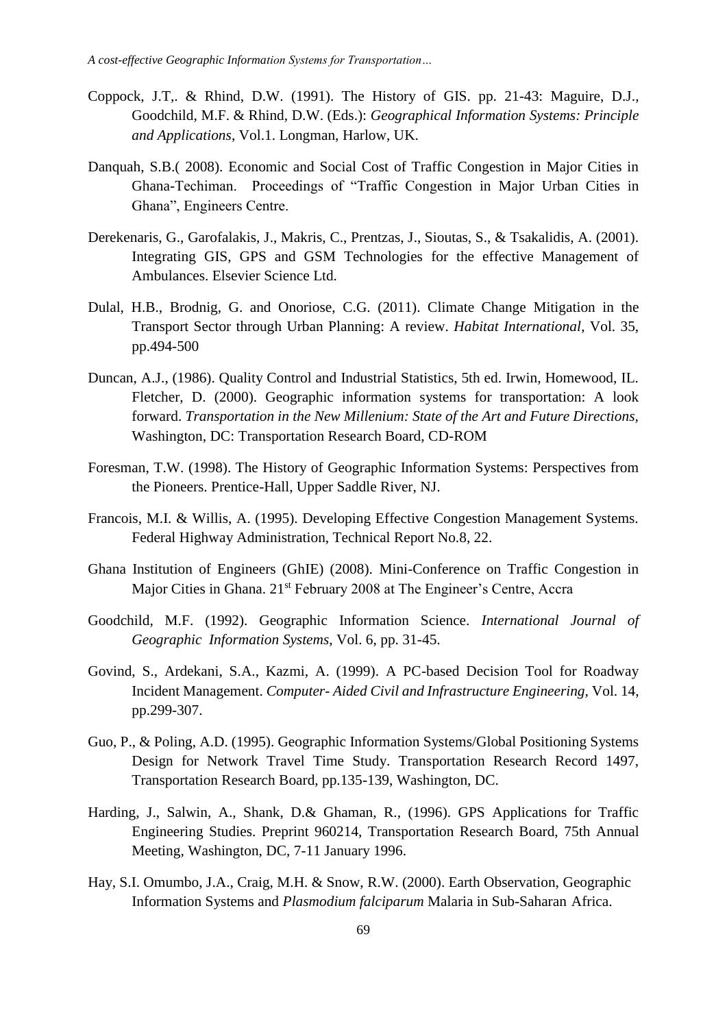Coppock, J.T,. & Rhind, D.W. (1991). The History of GIS. pp. 21-43: Maguire, D.J., Goodchild, M.F. & Rhind, D.W. (Eds.): *Geographical Information Systems: Principle and Applications*, Vol.1. Longman, Harlow, UK.

Danquah, S.B.( 2008). Economic and Social Cost of Traffic Congestion in Major Cities in Ghana-Techiman. Proceedings of "Traffic Congestion in Major Urban Cities in Ghana", Engineers Centre.

Derekenaris, G., Garofalakis, J., Makris, C., Prentzas, J., Sioutas, S., & Tsakalidis, A. (2001). Integrating GIS, GPS and GSM Technologies for the effective Management of Ambulances. Elsevier Science Ltd.

Dulal, H.B., Brodnig, G. and Onoriose, C.G. (2011). Climate Change Mitigation in the Transport Sector through Urban Planning: A review. *Habitat International*, Vol. 35, pp.494-500

Duncan, A.J., (1986). Quality Control and Industrial Statistics, 5th ed. Irwin, Homewood, IL. Fletcher, D. (2000). Geographic information systems for transportation: A look forward. *Transportation in the New Millenium: State of the Art and Future Directions*, Washington, DC: Transportation Research Board, CD-ROM

Foresman, T.W. (1998). The History of Geographic Information Systems: Perspectives from the Pioneers. Prentice-Hall, Upper Saddle River, NJ.

Francois, M.I. & Willis, A. (1995). Developing Effective Congestion Management Systems. Federal Highway Administration, Technical Report No.8, 22.

Ghana Institution of Engineers (GhIE) (2008). Mini-Conference on Traffic Congestion in Major Cities in Ghana. 21st February 2008 at The Engineer's Centre, Accra

Goodchild, M.F. (1992). Geographic Information Science. *International Journal of Geographic Information Systems*, Vol. 6, pp. 31-45.

Govind, S., Ardekani, S.A., Kazmi, A. (1999). A PC-based Decision Tool for Roadway Incident Management. *Computer- Aided Civil and Infrastructure Engineering*, Vol. 14, pp.299-307.

Guo, P., & Poling, A.D. (1995). Geographic Information Systems/Global Positioning Systems Design for Network Travel Time Study. Transportation Research Record 1497, Transportation Research Board, pp.135-139, Washington, DC.

Harding, J., Salwin, A., Shank, D.& Ghaman, R., (1996). GPS Applications for Traffic Engineering Studies. Preprint 960214, Transportation Research Board, 75th Annual Meeting, Washington, DC, 7-11 January 1996.

Hay, S.I. Omumbo, J.A., Craig, M.H. & Snow, R.W. (2000). Earth Observation, Geographic Information Systems and *Plasmodium falciparum* Malaria in Sub-Saharan Africa.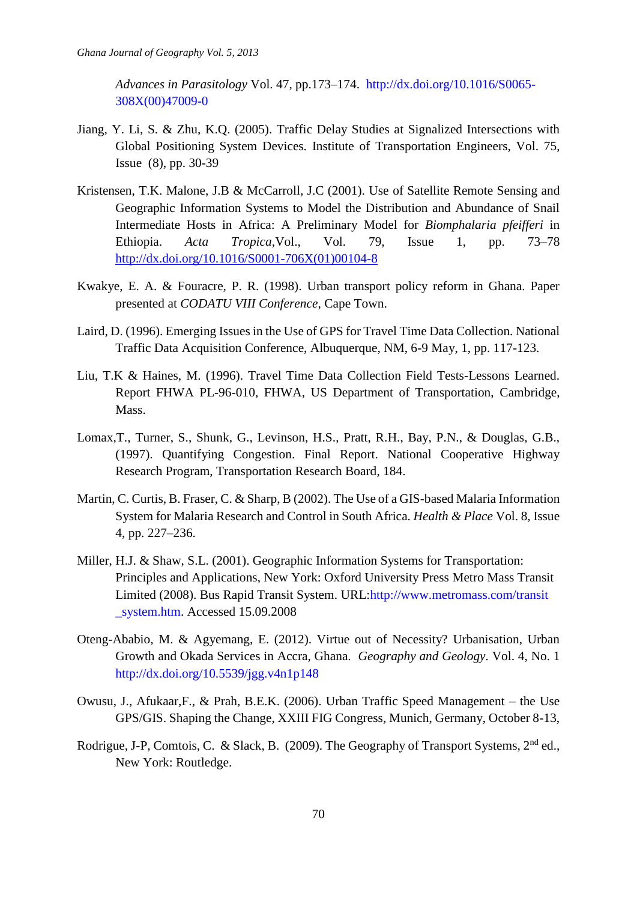*Advances in Parasitology* Vol. 47, pp.173–174. http://dx.doi.org/10.1016/S0065-308X(00)47009-0

Jiang, Y. Li, S. & Zhu, K.Q. (2005). Traffic Delay Studies at Signalized Intersections with Global Positioning System Devices. Institute of Transportation Engineers, Vol. 75, Issue (8), pp. 30-39

Kristensen, T.K. Malone, J.B & McCarroll, J.C (2001). Use of Satellite Remote Sensing and Geographic Information Systems to Model the Distribution and Abundance of Snail Intermediate Hosts in Africa: A Preliminary Model for *Biomphalaria pfeifferi* in Ethiopia. *Acta Tropica*,Vol., Vol. 79, Issue 1, pp. 73–78 http://dx.doi.org/10.1016/S0001-706X(01)00104-8

Kwakye, E. A. & Fouracre, P. R. (1998). Urban transport policy reform in Ghana. Paper presented at *CODATU VIII Conference*, Cape Town.

Laird, D. (1996). Emerging Issues in the Use of GPS for Travel Time Data Collection. National Traffic Data Acquisition Conference, Albuquerque, NM, 6-9 May, 1, pp. 117-123.

Liu, T.K & Haines, M. (1996). Travel Time Data Collection Field Tests-Lessons Learned. Report FHWA PL-96-010, FHWA, US Department of Transportation, Cambridge, Mass.

Lomax,T., Turner, S., Shunk, G., Levinson, H.S., Pratt, R.H., Bay, P.N., & Douglas, G.B., (1997). Quantifying Congestion. Final Report. National Cooperative Highway Research Program, Transportation Research Board, 184.

Martin, C. Curtis, B. Fraser, C. & Sharp, B (2002). The Use of a GIS-based Malaria Information System for Malaria Research and Control in South Africa. *Health & Place* Vol. 8, Issue 4, pp. 227–236.

Miller, H.J. & Shaw, S.L. (2001). Geographic Information Systems for Transportation: Principles and Applications, New York: Oxford University Press Metro Mass Transit Limited (2008). Bus Rapid Transit System. URL:http://www.metromass.com/transit_system.htm. Accessed 15.09.2008

Oteng-Ababio, M. & Agyemang, E. (2012). Virtue out of Necessity? Urbanisation, Urban Growth and Okada Services in Accra, Ghana. *Geography and Geology*. Vol. 4, No. 1 http://dx.doi.org/10.5539/jgg.v4n1p148

Owusu, J., Afukaar,F., & Prah, B.E.K. (2006). Urban Traffic Speed Management – the Use GPS/GIS. Shaping the Change, XXIII FIG Congress, Munich, Germany, October 8-13,

Rodrigue, J-P, Comtois, C. & Slack, B. (2009). The Geography of Transport Systems, 2nd ed., New York: Routledge.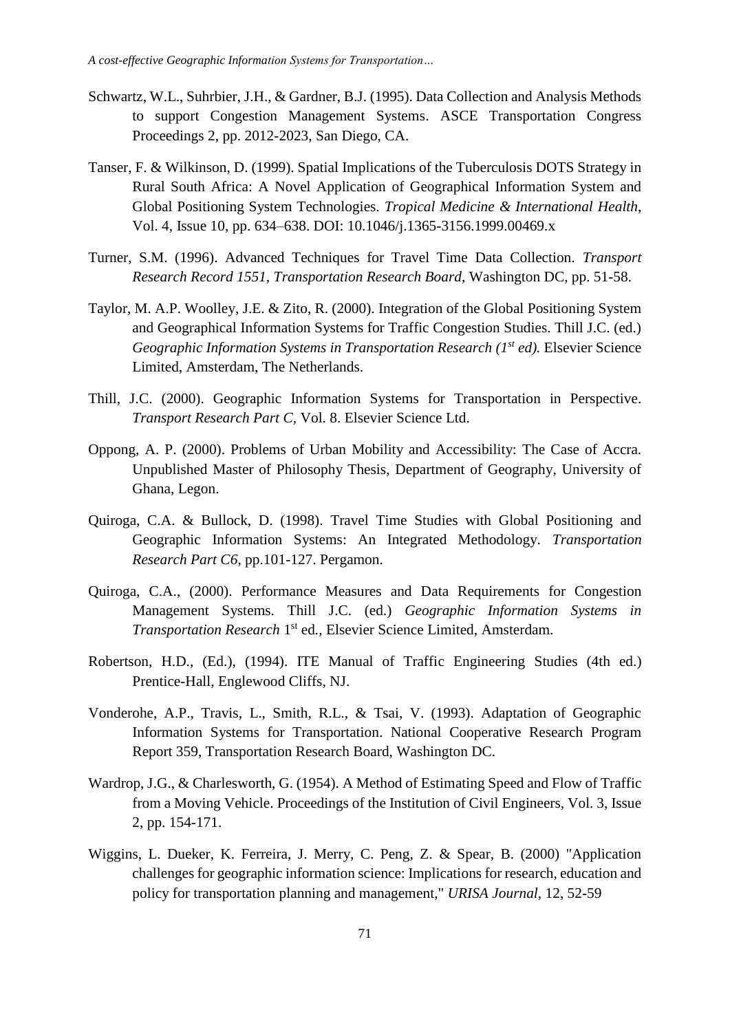Schwartz, W.L., Suhrbier, J.H., & Gardner, B.J. (1995). Data Collection and Analysis Methods to support Congestion Management Systems. ASCE Transportation Congress Proceedings 2, pp. 2012-2023, San Diego, CA.

Tanser, F. & Wilkinson, D. (1999). Spatial Implications of the Tuberculosis DOTS Strategy in Rural South Africa: A Novel Application of Geographical Information System and Global Positioning System Technologies. *Tropical Medicine & International Health*, Vol. 4, Issue 10, pp. 634–638. DOI: 10.1046/j.1365-3156.1999.00469.x

Turner, S.M. (1996). Advanced Techniques for Travel Time Data Collection. *Transport Research Record 1551, Transportation Research Board*, Washington DC, pp. 51-58.

Taylor, M. A.P. Woolley, J.E. & Zito, R. (2000). Integration of the Global Positioning System and Geographical Information Systems for Traffic Congestion Studies. Thill J.C. (ed.) *Geographic Information Systems in Transportation Research (1st ed).* Elsevier Science Limited, Amsterdam, The Netherlands.

Thill, J.C. (2000). Geographic Information Systems for Transportation in Perspective. *Transport Research Part C*, Vol. 8. Elsevier Science Ltd.

Oppong, A. P. (2000). Problems of Urban Mobility and Accessibility: The Case of Accra. Unpublished Master of Philosophy Thesis, Department of Geography, University of Ghana, Legon.

Quiroga, C.A. & Bullock, D. (1998). Travel Time Studies with Global Positioning and Geographic Information Systems: An Integrated Methodology. *Transportation Research Part C6*, pp.101-127. Pergamon.

Quiroga, C.A., (2000). Performance Measures and Data Requirements for Congestion Management Systems. Thill J.C. (ed.) *Geographic Information Systems in Transportation Research* 1st ed., Elsevier Science Limited, Amsterdam.

Robertson, H.D., (Ed.), (1994). ITE Manual of Traffic Engineering Studies (4th ed.) Prentice-Hall, Englewood Cliffs, NJ.

Vonderohe, A.P., Travis, L., Smith, R.L., & Tsai, V. (1993). Adaptation of Geographic Information Systems for Transportation. National Cooperative Research Program Report 359, Transportation Research Board, Washington DC.

Wardrop, J.G., & Charlesworth, G. (1954). A Method of Estimating Speed and Flow of Traffic from a Moving Vehicle. Proceedings of the Institution of Civil Engineers, Vol. 3, Issue 2, pp. 154-171.

Wiggins, L. Dueker, K. Ferreira, J. Merry, C. Peng, Z. & Spear, B. (2000) "Application challenges for geographic information science: Implications for research, education and policy for transportation planning and management," *URISA Journal*, 12, 52-59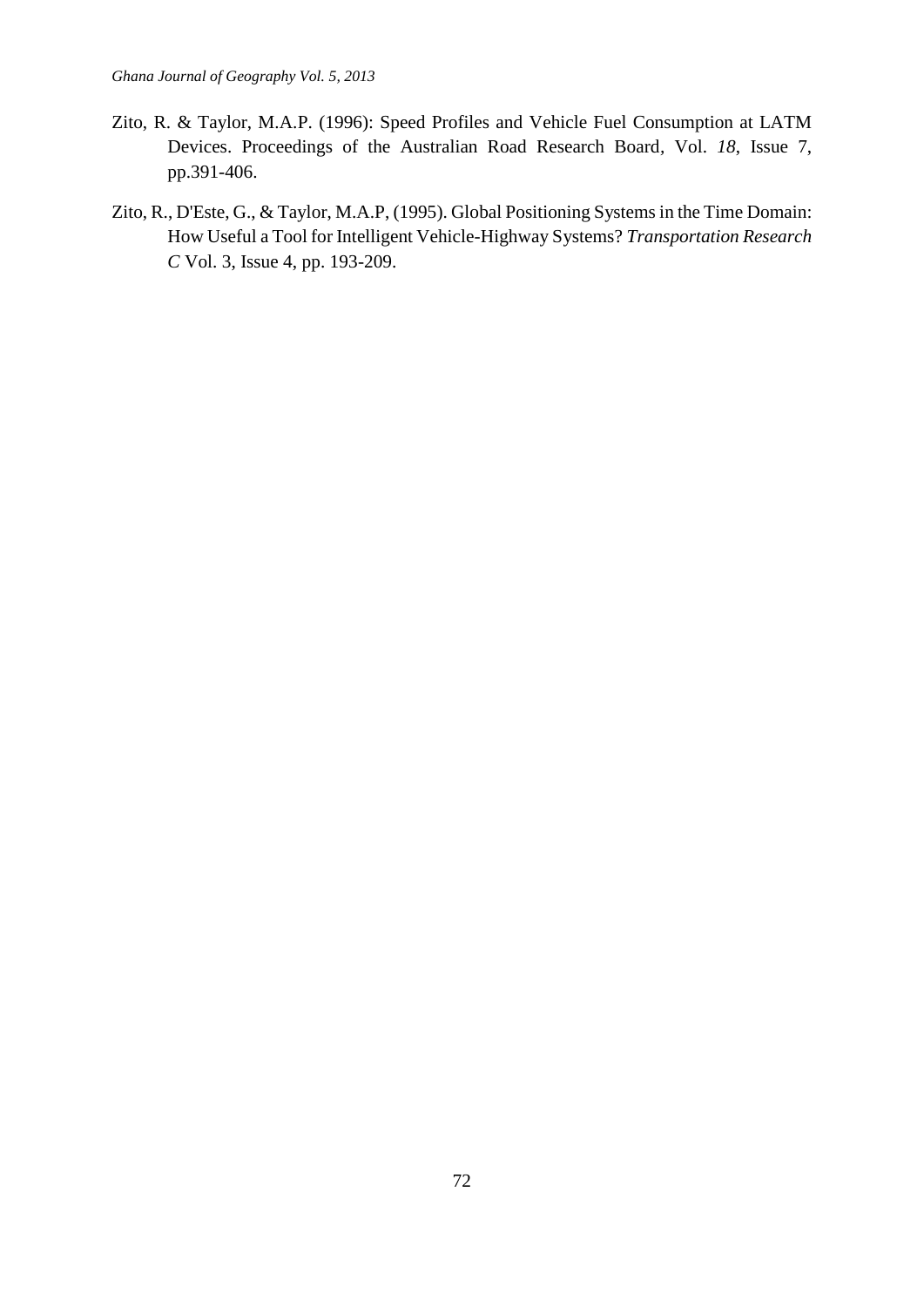Zito, R. & Taylor, M.A.P. (1996): Speed Profiles and Vehicle Fuel Consumption at LATM Devices. Proceedings of the Australian Road Research Board, Vol. *18*, Issue 7, pp.391-406.

Zito, R., D'Este, G., & Taylor, M.A.P, (1995). Global Positioning Systems in the Time Domain: How Useful a Tool for Intelligent Vehicle-Highway Systems? *Transportation Research C* Vol. 3, Issue 4, pp. 193-209.